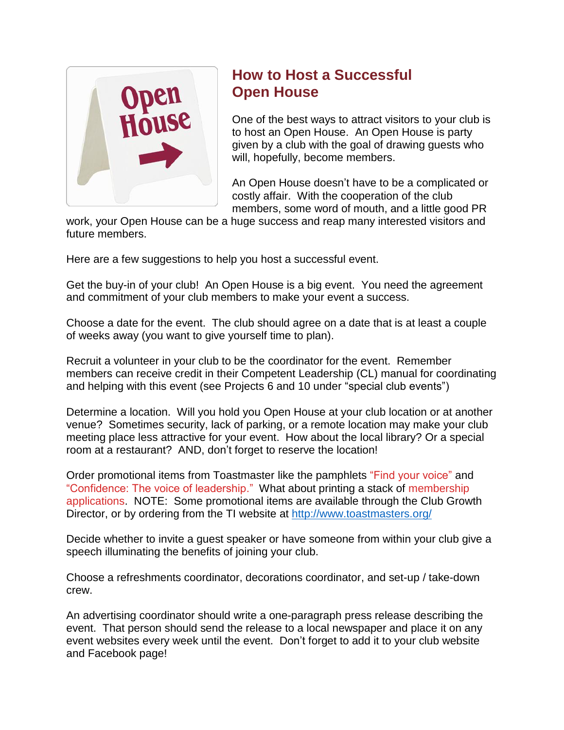## How to Host a Successful Open House

One of the best ways to attract visitors to your club is to host an Open House. An Open House is party given by a club with the goal of drawing guests who will, hopefully, become members.

An Open House doesn't have to be a complicated or costly affair. With the cooperation of the club members, some word of mouth, and a little good PR work, your Open House can be a huge success and reap many interested visitors and future members.

Here are a few suggestions to help you host a successful event.

Get the buy-in of your club! An Open House is a big event. You need the agreement and commitment of your club members to make your event a success.

Choose a date for the event. The club should agree on a date that is at least a couple of weeks away (you want to give yourself time to plan).

Recruit a volunteer in your club to be the coordinator for the event. Remember members can receive credit in their Competent Leadership (CL) manual for coordinating and helping with this event (see Projects 6 and 10 under "special club events")

Determine a location. Will you hold you Open House at your club location or at another venue? Sometimes security, lack of parking, or a remote location may make your club meeting place less attractive for your event. How about the local library? Or a special room at a restaurant? AND, don't forget to reserve the location!

Order promotional items from Toastmaster like the pamphlets "Find your voice" and "Confidence: The voice of leadership." What about printing a stack of membership applications. NOTE: Some promotional items are available through the Club Growth Director, or by ordering from the TI website at http://www.toastmasters.org/

Decide whether to invite a guest speaker or have someone from within your club give a speech illuminating the benefits of joining your club.

Choose a refreshments coordinator, decorations coordinator, and set-up / take-down crew.

An advertising coordinator should write a one-paragraph press release describing the event. That person should send the release to a local newspaper and place it on any event websites every week until the event. Don't forget to add it to your club website and Facebook page!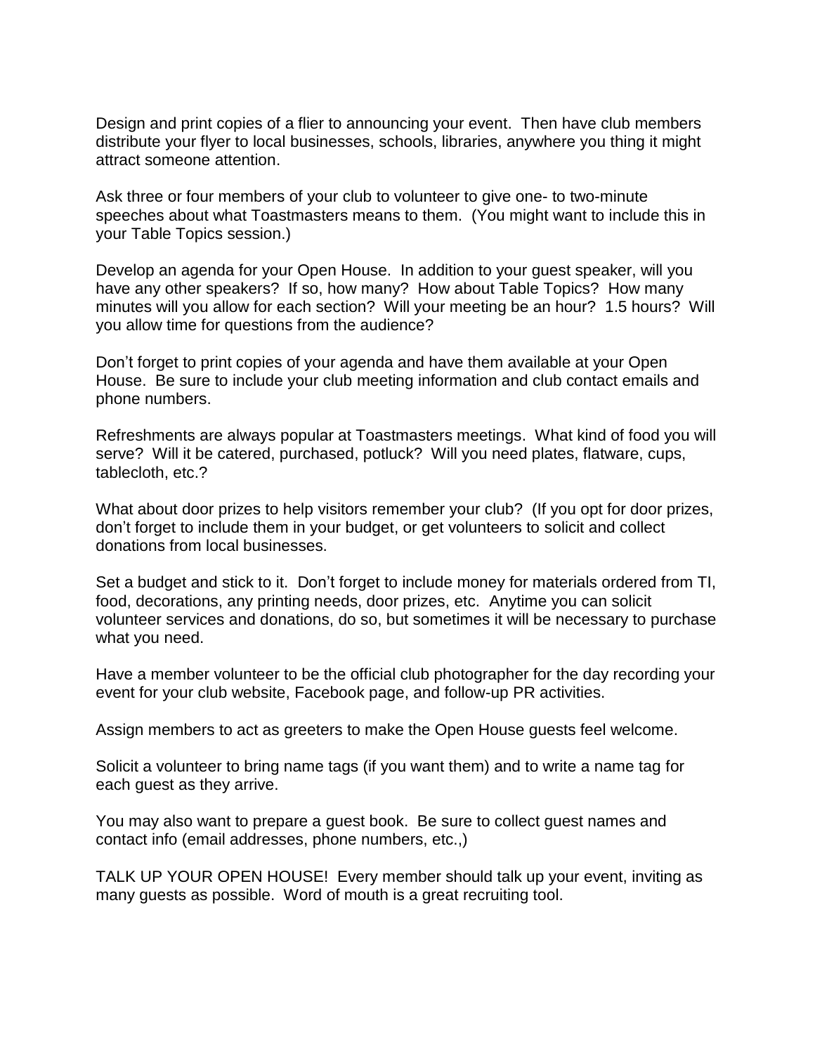Design and print copies of a flier to announcing your event. Then have club members distribute your flyer to local businesses, schools, libraries, anywhere you thing it might attract someone attention.

Ask three or four members of your club to volunteer to give one- to two-minute speeches about what Toastmasters means to them. (You might want to include this in your Table Topics session.)

Develop an agenda for your Open House. In addition to your guest speaker, will you have any other speakers? If so, how many? How about Table Topics? How many minutes will you allow for each section? Will your meeting be an hour? 1.5 hours? Will you allow time for questions from the audience?

Don't forget to print copies of your agenda and have them available at your Open House. Be sure to include your club meeting information and club contact emails and phone numbers.

Refreshments are always popular at Toastmasters meetings. What kind of food you will serve? Will it be catered, purchased, potluck? Will you need plates, flatware, cups, tablecloth, etc.?

What about door prizes to help visitors remember your club? (If you opt for door prizes, don't forget to include them in your budget, or get volunteers to solicit and collect donations from local businesses.

Set a budget and stick to it. Don't forget to include money for materials ordered from TI, food, decorations, any printing needs, door prizes, etc. Anytime you can solicit volunteer services and donations, do so, but sometimes it will be necessary to purchase what you need.

Have a member volunteer to be the official club photographer for the day recording your event for your club website, Facebook page, and follow-up PR activities.

Assign members to act as greeters to make the Open House guests feel welcome.

Solicit a volunteer to bring name tags (if you want them) and to write a name tag for each guest as they arrive.

You may also want to prepare a guest book. Be sure to collect guest names and contact info (email addresses, phone numbers, etc.,)

TALK UP YOUR OPEN HOUSE! Every member should talk up your event, inviting as many guests as possible. Word of mouth is a great recruiting tool.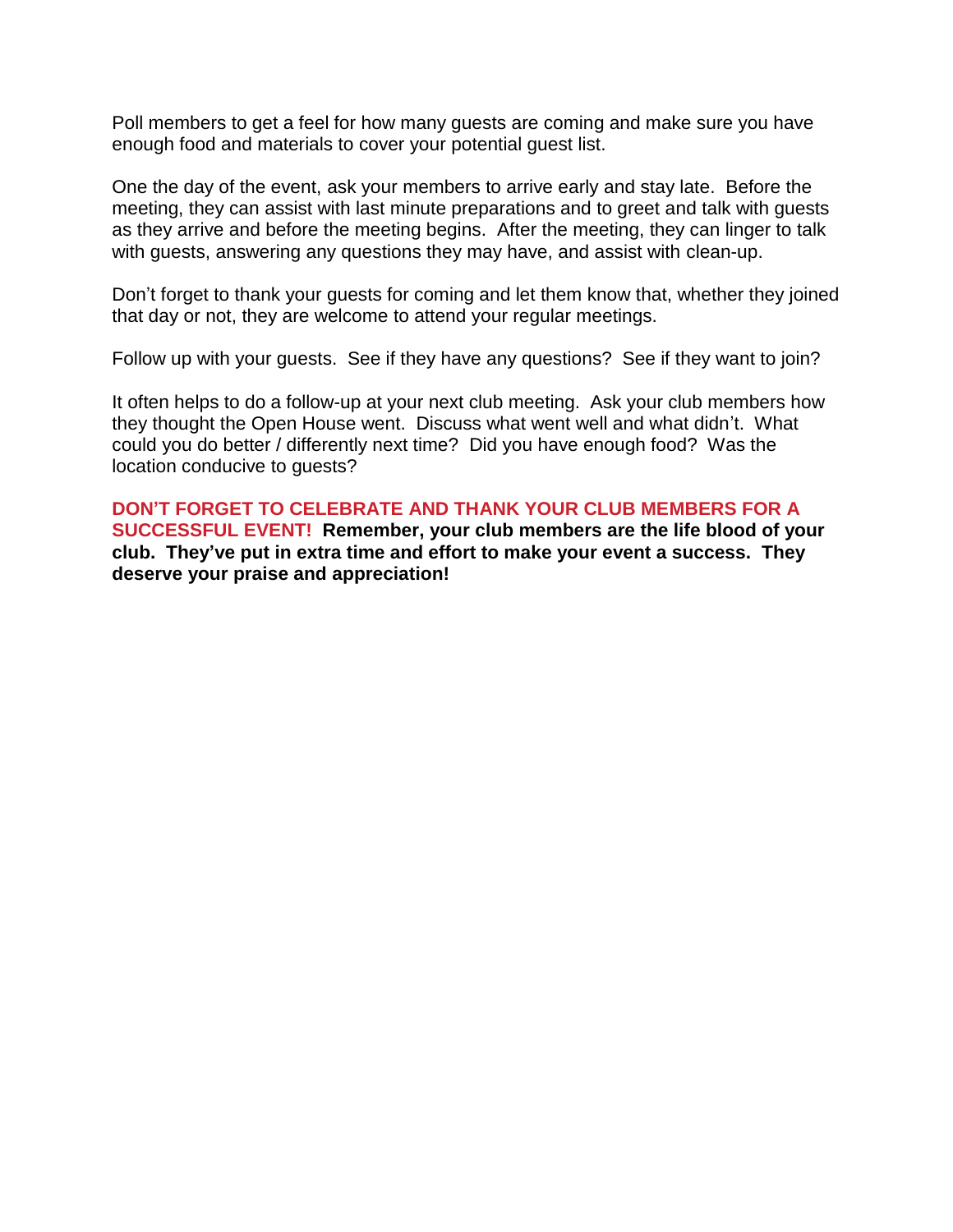Poll members to get a feel for how many guests are coming and make sure you have enough food and materials to cover your potential guest list.

One the day of the event, ask your members to arrive early and stay late. Before the meeting, they can assist with last minute preparations and to greet and talk with guests as they arrive and before the meeting begins. After the meeting, they can linger to talk with guests, answering any questions they may have, and assist with clean-up.

Don't forget to thank your guests for coming and let them know that, whether they joined that day or not, they are welcome to attend your regular meetings.

Follow up with your guests. See if they have any questions? See if they want to join?

It often helps to do a follow-up at your next club meeting. Ask your club members how they thought the Open House went. Discuss what went well and what didn't. What could you do better / differently next time? Did you have enough food? Was the location conducive to guests?

**DON'T FORGET TO CELEBRATE AND THANK YOUR CLUB MEMBERS FOR A SUCCESSFUL EVENT! Remember, your club members are the life blood of your club. They've put in extra time and effort to make your event a success. They deserve your praise and appreciation!**